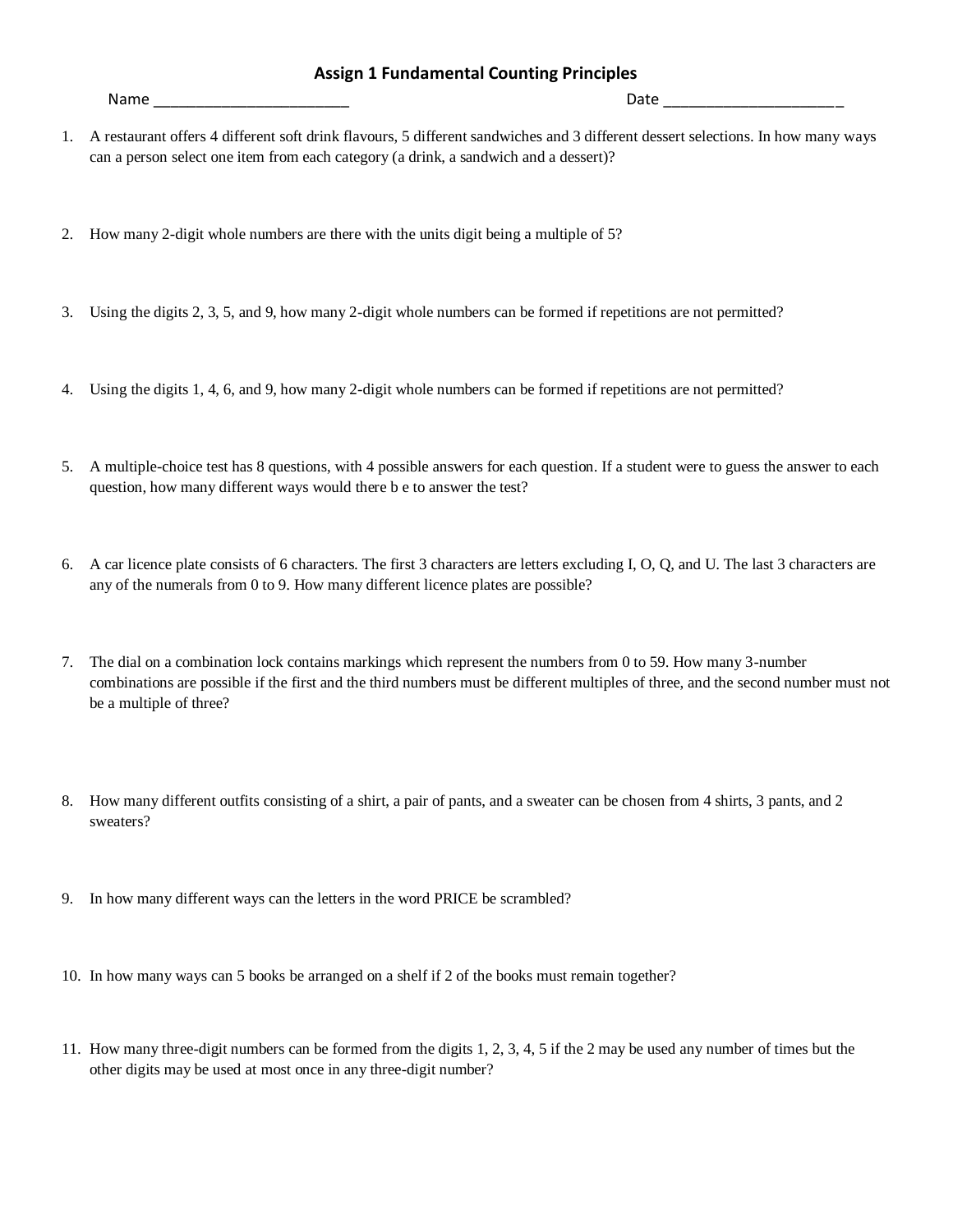# Assign 1 Fundamental Counting Principles

Name ______________________ Date ____________________

1. A restaurant offers 4 different soft drink flavours, 5 different sandwiches and 3 different dessert selections. In how many ways can a person select one item from each category (a drink, a sandwich and a dessert)?

2. How many 2-digit whole numbers are there with the units digit being a multiple of 5?

3. Using the digits 2, 3, 5, and 9, how many 2-digit whole numbers can be formed if repetitions are not permitted?

4. Using the digits 1, 4, 6, and 9, how many 2-digit whole numbers can be formed if repetitions are not permitted?

5. A multiple-choice test has 8 questions, with 4 possible answers for each question. If a student were to guess the answer to each question, how many different ways would there b e to answer the test?

6. A car licence plate consists of 6 characters. The first 3 characters are letters excluding I, O, Q, and U. The last 3 characters are any of the numerals from 0 to 9. How many different licence plates are possible?

7. The dial on a combination lock contains markings which represent the numbers from 0 to 59. How many 3-number combinations are possible if the first and the third numbers must be different multiples of three, and the second number must not be a multiple of three?

8. How many different outfits consisting of a shirt, a pair of pants, and a sweater can be chosen from 4 shirts, 3 pants, and 2 sweaters?

9. In how many different ways can the letters in the word PRICE be scrambled?

10. In how many ways can 5 books be arranged on a shelf if 2 of the books must remain together?

11. How many three-digit numbers can be formed from the digits 1, 2, 3, 4, 5 if the 2 may be used any number of times but the other digits may be used at most once in any three-digit number?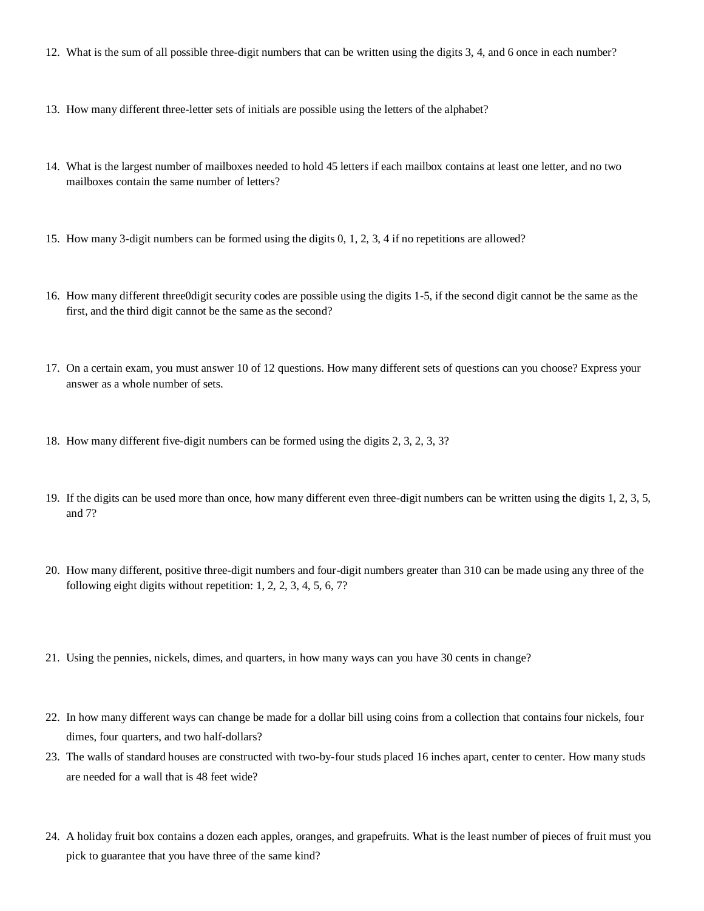12. What is the sum of all possible three-digit numbers that can be written using the digits 3, 4, and 6 once in each number?

13. How many different three-letter sets of initials are possible using the letters of the alphabet?

14. What is the largest number of mailboxes needed to hold 45 letters if each mailbox contains at least one letter, and no two mailboxes contain the same number of letters?

15. How many 3-digit numbers can be formed using the digits 0, 1, 2, 3, 4 if no repetitions are allowed?

16. How many different three0digit security codes are possible using the digits 1-5, if the second digit cannot be the same as the first, and the third digit cannot be the same as the second?

17. On a certain exam, you must answer 10 of 12 questions. How many different sets of questions can you choose? Express your answer as a whole number of sets.

18. How many different five-digit numbers can be formed using the digits 2, 3, 2, 3, 3?

19. If the digits can be used more than once, how many different even three-digit numbers can be written using the digits 1, 2, 3, 5, and 7?

20. How many different, positive three-digit numbers and four-digit numbers greater than 310 can be made using any three of the following eight digits without repetition: 1, 2, 2, 3, 4, 5, 6, 7?

21. Using the pennies, nickels, dimes, and quarters, in how many ways can you have 30 cents in change?

22. In how many different ways can change be made for a dollar bill using coins from a collection that contains four nickels, four dimes, four quarters, and two half-dollars?

23. The walls of standard houses are constructed with two-by-four studs placed 16 inches apart, center to center. How many studs are needed for a wall that is 48 feet wide?

24. A holiday fruit box contains a dozen each apples, oranges, and grapefruits. What is the least number of pieces of fruit must you pick to guarantee that you have three of the same kind?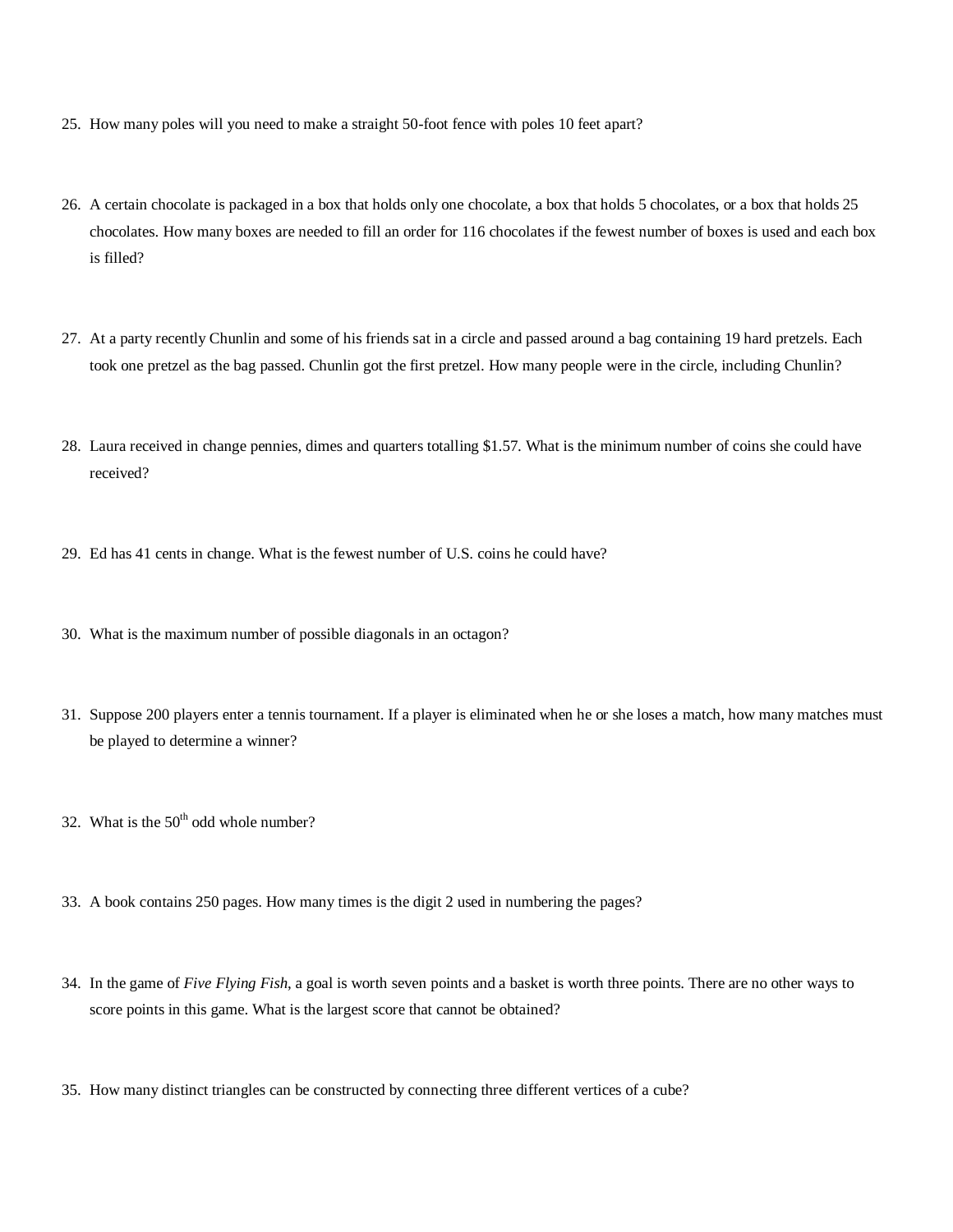25. How many poles will you need to make a straight 50-foot fence with poles 10 feet apart?

26. A certain chocolate is packaged in a box that holds only one chocolate, a box that holds 5 chocolates, or a box that holds 25 chocolates. How many boxes are needed to fill an order for 116 chocolates if the fewest number of boxes is used and each box is filled?

27. At a party recently Chunlin and some of his friends sat in a circle and passed around a bag containing 19 hard pretzels. Each took one pretzel as the bag passed. Chunlin got the first pretzel. How many people were in the circle, including Chunlin?

28. Laura received in change pennies, dimes and quarters totalling $1.57. What is the minimum number of coins she could have received?

29. Ed has 41 cents in change. What is the fewest number of U.S. coins he could have?

30. What is the maximum number of possible diagonals in an octagon?

31. Suppose 200 players enter a tennis tournament. If a player is eliminated when he or she loses a match, how many matches must be played to determine a winner?

32. What is the $50^{th}$ odd whole number?

33. A book contains 250 pages. How many times is the digit 2 used in numbering the pages?

34. In the game of *Five Flying Fish*, a goal is worth seven points and a basket is worth three points. There are no other ways to score points in this game. What is the largest score that cannot be obtained?

35. How many distinct triangles can be constructed by connecting three different vertices of a cube?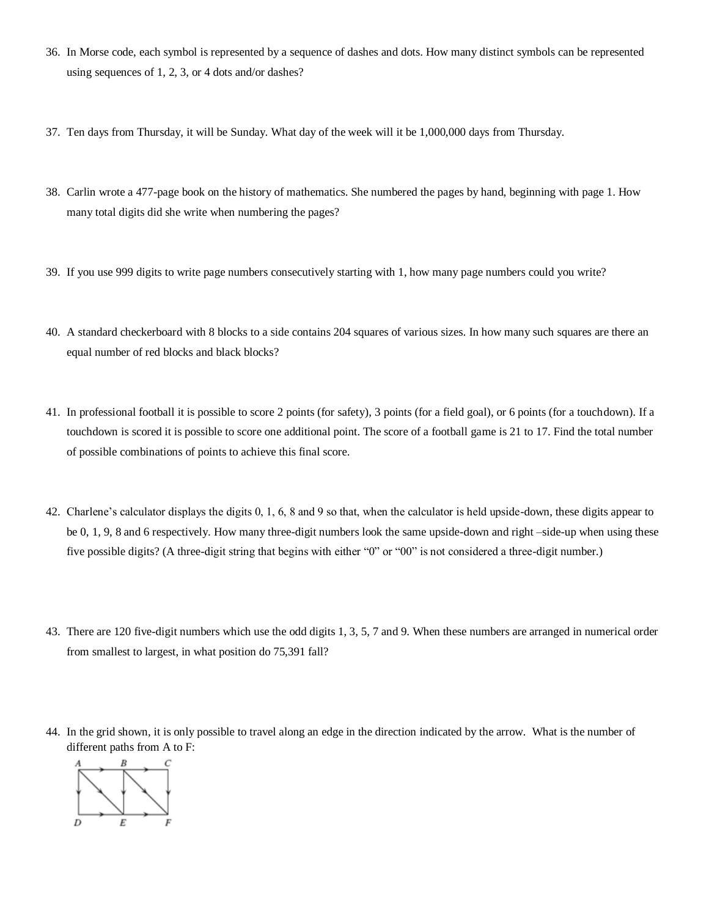36. In Morse code, each symbol is represented by a sequence of dashes and dots. How many distinct symbols can be represented using sequences of 1, 2, 3, or 4 dots and/or dashes?

37. Ten days from Thursday, it will be Sunday. What day of the week will it be 1,000,000 days from Thursday.

38. Carlin wrote a 477-page book on the history of mathematics. She numbered the pages by hand, beginning with page 1. How many total digits did she write when numbering the pages?

39. If you use 999 digits to write page numbers consecutively starting with 1, how many page numbers could you write?

40. A standard checkerboard with 8 blocks to a side contains 204 squares of various sizes. In how many such squares are there an equal number of red blocks and black blocks?

41. In professional football it is possible to score 2 points (for safety), 3 points (for a field goal), or 6 points (for a touchdown). If a touchdown is scored it is possible to score one additional point. The score of a football game is 21 to 17. Find the total number of possible combinations of points to achieve this final score.

42. Charlene's calculator displays the digits 0, 1, 6, 8 and 9 so that, when the calculator is held upside-down, these digits appear to be 0, 1, 9, 8 and 6 respectively. How many three-digit numbers look the same upside-down and right –side-up when using these five possible digits? (A three-digit string that begins with either "0" or "00" is not considered a three-digit number.)

43. There are 120 five-digit numbers which use the odd digits 1, 3, 5, 7 and 9. When these numbers are arranged in numerical order from smallest to largest, in what position do 75,391 fall?

44. In the grid shown, it is only possible to travel along an edge in the direction indicated by the arrow. What is the number of different paths from A to F:

A B C

D E F